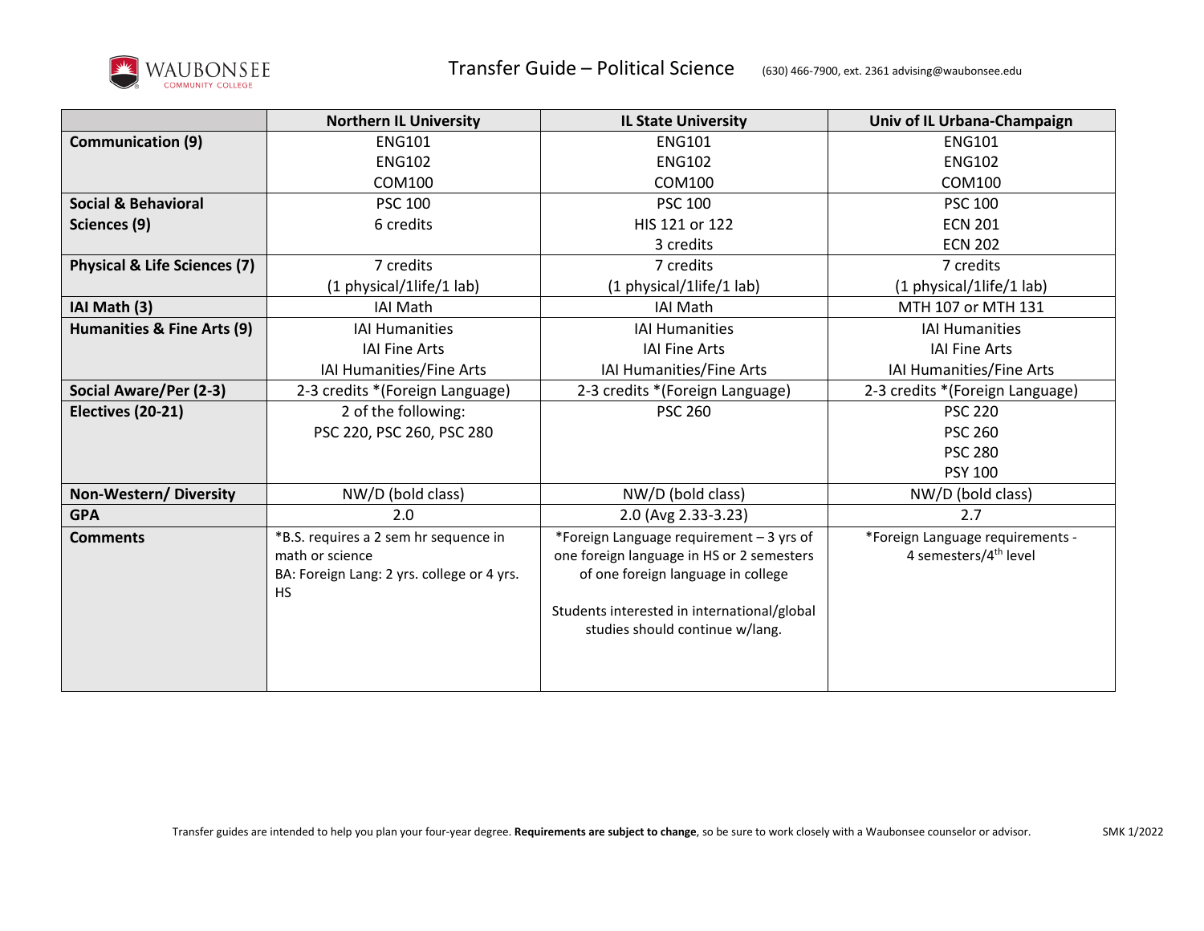WAUBONSEE COMMUNITY COLLEGE

# Transfer Guide – Political Science

(630) 466-7900, ext. 2361 advising@waubonsee.edu

| | Northern IL University | IL State University | Univ of IL Urbana-Champaign |
|---|---|---|---|
| **Communication (9)** | ENG101<br>ENG102<br>COM100 | ENG101<br>ENG102<br>COM100 | ENG101<br>ENG102<br>COM100 |
| **Social & Behavioral Sciences (9)** | PSC 100<br>6 credits | PSC 100<br>HIS 121 or 122<br>3 credits | PSC 100<br>ECN 201<br>ECN 202 |
| **Physical & Life Sciences (7)** | 7 credits<br>(1 physical/1life/1 lab) | 7 credits<br>(1 physical/1life/1 lab) | 7 credits<br>(1 physical/1life/1 lab) |
| **IAI Math (3)** | IAI Math | IAI Math | MTH 107 or MTH 131 |
| **Humanities & Fine Arts (9)** | IAI Humanities<br>IAI Fine Arts<br>IAI Humanities/Fine Arts | IAI Humanities<br>IAI Fine Arts<br>IAI Humanities/Fine Arts | IAI Humanities<br>IAI Fine Arts<br>IAI Humanities/Fine Arts |
| **Social Aware/Per (2-3)** | 2-3 credits *(Foreign Language) | 2-3 credits *(Foreign Language) | 2-3 credits *(Foreign Language) |
| **Electives (20-21)** | 2 of the following:<br>PSC 220, PSC 260, PSC 280 | PSC 260 | PSC 220<br>PSC 260<br>PSC 280<br>PSY 100 |
| **Non-Western/ Diversity** | NW/D (bold class) | NW/D (bold class) | NW/D (bold class) |
| **GPA** | 2.0 | 2.0 (Avg 2.33-3.23) | 2.7 |
| **Comments** | *B.S. requires a 2 sem hr sequence in math or science<br>BA: Foreign Lang: 2 yrs. college or 4 yrs. HS | *Foreign Language requirement – 3 yrs of one foreign language in HS or 2 semesters of one foreign language in college<br><br>Students interested in international/global studies should continue w/lang. | *Foreign Language requirements - 4 semesters/4th level |

Transfer guides are intended to help you plan your four-year degree. **Requirements are subject to change**, so be sure to work closely with a Waubonsee counselor or advisor.

SMK 1/2022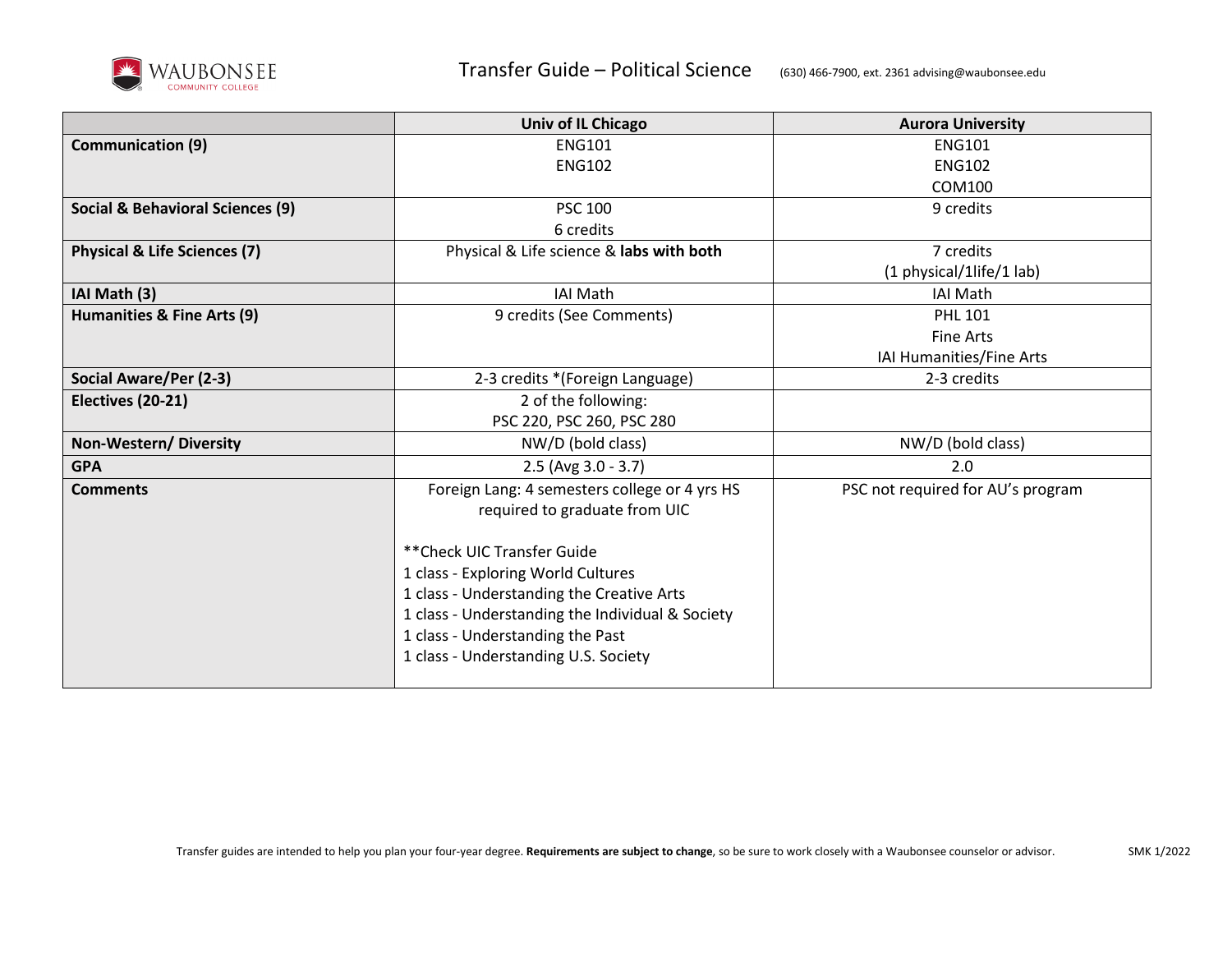# Transfer Guide – Political Science

(630) 466-7900, ext. 2361 advising@waubonsee.edu

| | Univ of IL Chicago | Aurora University |
|---|---|---|
| **Communication (9)** | ENG101<br>ENG102 | ENG101<br>ENG102<br>COM100 |
| **Social & Behavioral Sciences (9)** | PSC 100<br>6 credits | 9 credits |
| **Physical & Life Sciences (7)** | Physical & Life science & **labs with both** | 7 credits<br>(1 physical/1life/1 lab) |
| **IAI Math (3)** | IAI Math | IAI Math |
| **Humanities & Fine Arts (9)** | 9 credits (See Comments) | PHL 101<br>Fine Arts<br>IAI Humanities/Fine Arts |
| **Social Aware/Per (2-3)** | 2-3 credits *(Foreign Language) | 2-3 credits |
| **Electives (20-21)** | 2 of the following:<br>PSC 220, PSC 260, PSC 280 | |
| **Non-Western/ Diversity** | NW/D (bold class) | NW/D (bold class) |
| **GPA** | 2.5 (Avg 3.0 - 3.7) | 2.0 |
| **Comments** | Foreign Lang: 4 semesters college or 4 yrs HS required to graduate from UIC<br><br>**Check UIC Transfer Guide<br>1 class - Exploring World Cultures<br>1 class - Understanding the Creative Arts<br>1 class - Understanding the Individual & Society<br>1 class - Understanding the Past<br>1 class - Understanding U.S. Society | PSC not required for AU's program |

Transfer guides are intended to help you plan your four-year degree. **Requirements are subject to change**, so be sure to work closely with a Waubonsee counselor or advisor.

SMK 1/2022